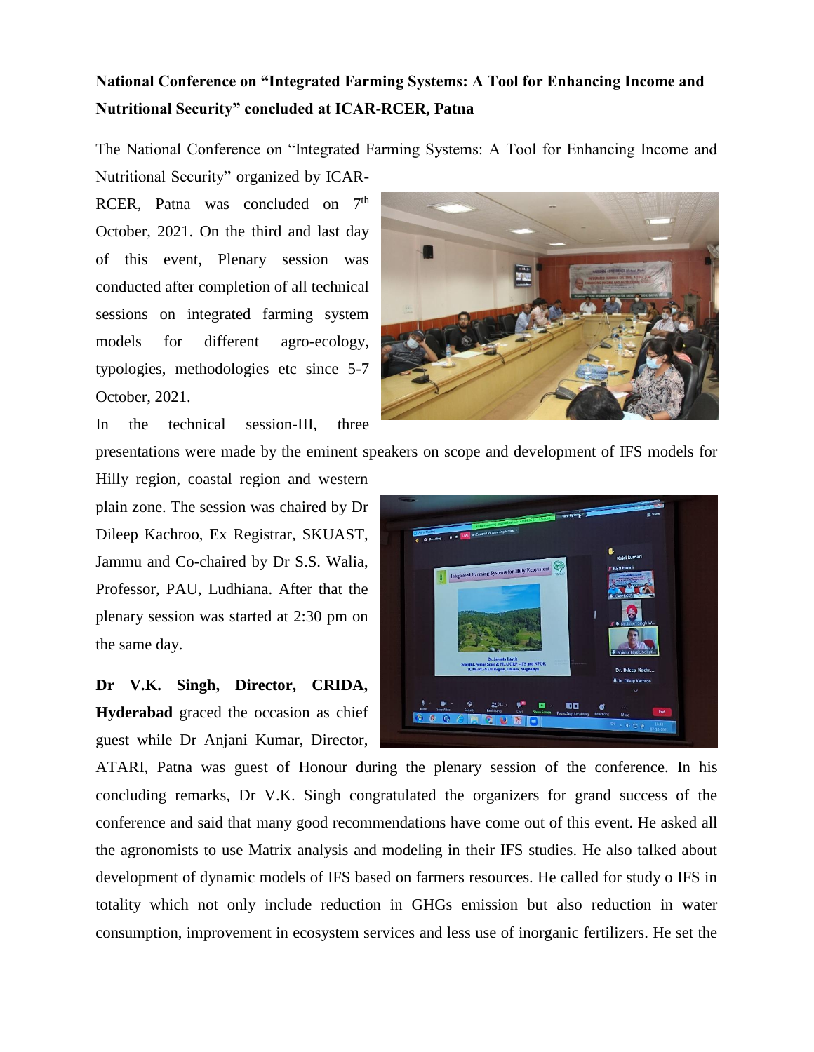**National Conference on "Integrated Farming Systems: A Tool for Enhancing Income and Nutritional Security" concluded at ICAR-RCER, Patna**

The National Conference on "Integrated Farming Systems: A Tool for Enhancing Income and Nutritional Security" organized by ICAR-RCER, Patna was concluded on 7th October, 2021. On the third and last day of this event, Plenary session was conducted after completion of all technical sessions on integrated farming system models for different agro-ecology, typologies, methodologies etc since 5-7 October, 2021.

In the technical session-III, three presentations were made by the eminent speakers on scope and development of IFS models for Hilly region, coastal region and western plain zone. The session was chaired by Dr Dileep Kachroo, Ex Registrar, SKUAST, Jammu and Co-chaired by Dr S.S. Walia, Professor, PAU, Ludhiana. After that the plenary session was started at 2:30 pm on the same day.

**Dr V.K. Singh, Director, CRIDA, Hyderabad** graced the occasion as chief guest while Dr Anjani Kumar, Director, ATARI, Patna was guest of Honour during the plenary session of the conference. In his concluding remarks, Dr V.K. Singh congratulated the organizers for grand success of the conference and said that many good recommendations have come out of this event. He asked all the agronomists to use Matrix analysis and modeling in their IFS studies. He also talked about development of dynamic models of IFS based on farmers resources. He called for study o IFS in totality which not only include reduction in GHGs emission but also reduction in water consumption, improvement in ecosystem services and less use of inorganic fertilizers. He set the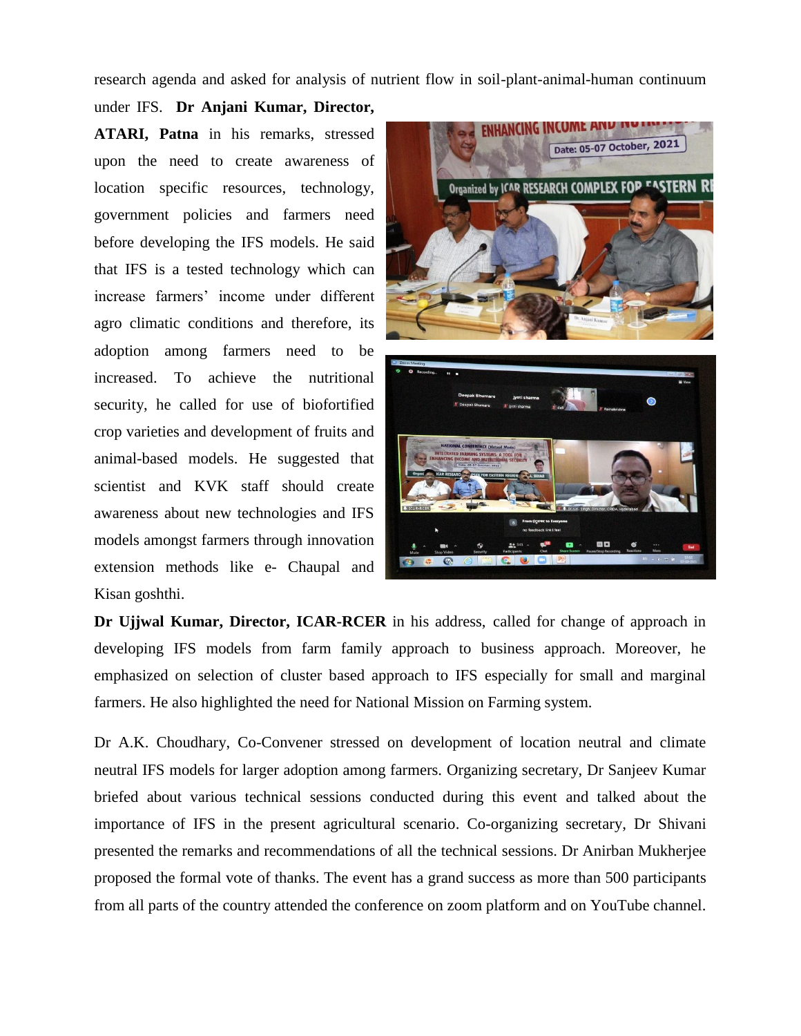research agenda and asked for analysis of nutrient flow in soil-plant-animal-human continuum under IFS. **Dr Anjani Kumar, Director, ATARI, Patna** in his remarks, stressed upon the need to create awareness of location specific resources, technology, government policies and farmers need before developing the IFS models. He said that IFS is a tested technology which can increase farmers' income under different agro climatic conditions and therefore, its adoption among farmers need to be increased. To achieve the nutritional security, he called for use of biofortified crop varieties and development of fruits and animal-based models. He suggested that scientist and KVK staff should create awareness about new technologies and IFS models amongst farmers through innovation extension methods like e- Chaupal and Kisan goshthi.

**Dr Ujjwal Kumar, Director, ICAR-RCER** in his address, called for change of approach in developing IFS models from farm family approach to business approach. Moreover, he emphasized on selection of cluster based approach to IFS especially for small and marginal farmers. He also highlighted the need for National Mission on Farming system.

Dr A.K. Choudhary, Co-Convener stressed on development of location neutral and climate neutral IFS models for larger adoption among farmers. Organizing secretary, Dr Sanjeev Kumar briefed about various technical sessions conducted during this event and talked about the importance of IFS in the present agricultural scenario. Co-organizing secretary, Dr Shivani presented the remarks and recommendations of all the technical sessions. Dr Anirban Mukherjee proposed the formal vote of thanks. The event has a grand success as more than 500 participants from all parts of the country attended the conference on zoom platform and on YouTube channel.